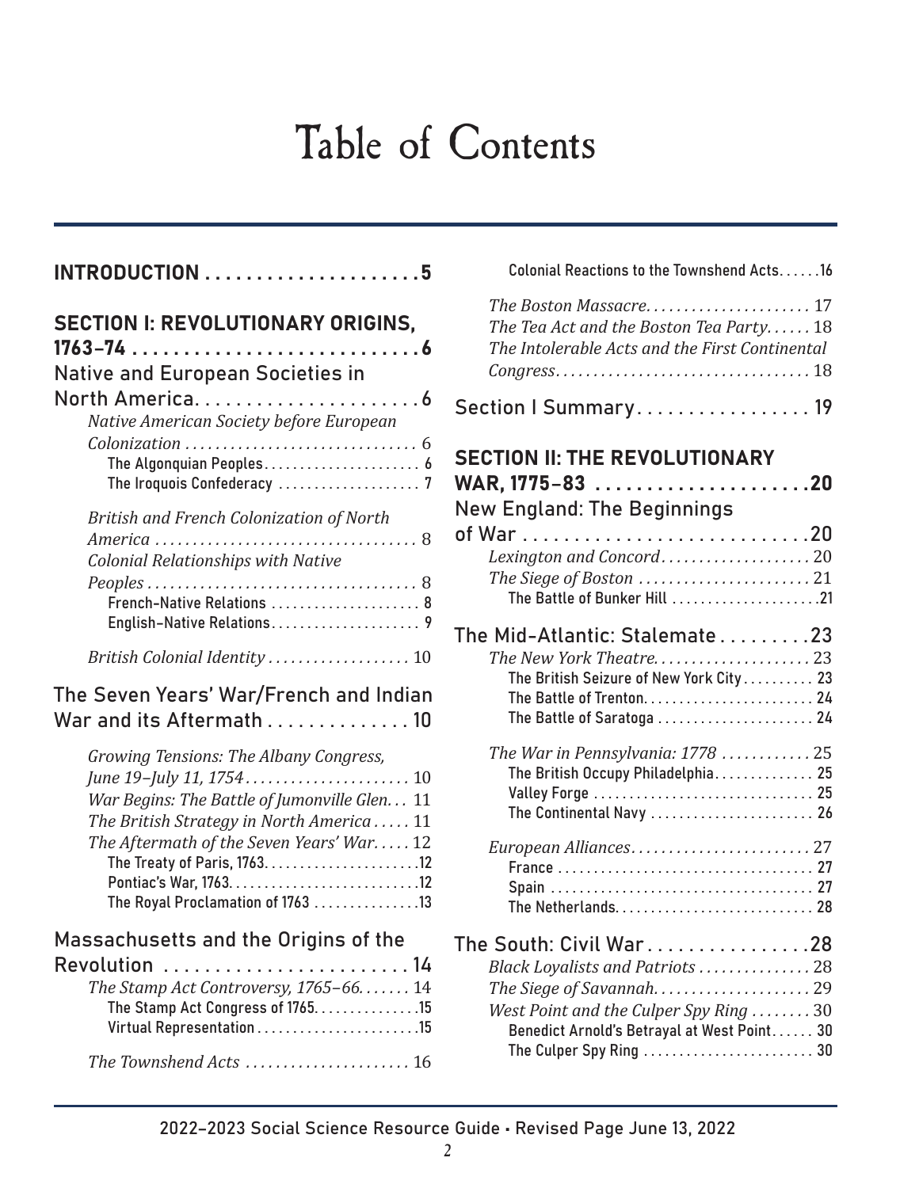# Table of Contents

**INTRODUCTION** . . . . . . . . . . . . . . . . . . . . . **5**

**SECTION I: REVOLUTIONARY ORIGINS, 1763–74** . . . . . . . . . . . . . . . . . . . . . . . . . . . . **6**

Native and European Societies in North America. . . . . . . . . . . . . . . . . . . . . . 6

*Native American Society before European Colonization* . . . . . . . . . . . . . . . . . . . . . . . . . . . . . 6

The Algonquian Peoples. . . . . . . . . . . . . . . . . . . . . . 6

The Iroquois Confederacy . . . . . . . . . . . . . . . . . . . . 7

*British and French Colonization of North America* . . . . . . . . . . . . . . . . . . . . . . . . . . . . . . . . . . 8

*Colonial Relationships with Native Peoples* . . . . . . . . . . . . . . . . . . . . . . . . . . . . . . . . . . . 8

French-Native Relations . . . . . . . . . . . . . . . . . . . . . 8

English-Native Relations. . . . . . . . . . . . . . . . . . . . . 9

*British Colonial Identity* . . . . . . . . . . . . . . . . . . . 10

The Seven Years' War/French and Indian War and its Aftermath . . . . . . . . . . . . . . 10

*Growing Tensions: The Albany Congress, June 19–July 11, 1754* . . . . . . . . . . . . . . . . . . . . . . 10

*War Begins: The Battle of Jumonville Glen*. . . 11

*The British Strategy in North America* . . . . . 11

*The Aftermath of the Seven Years' War*. . . . . 12

The Treaty of Paris, 1763. . . . . . . . . . . . . . . . . . . . . .12

Pontiac's War, 1763. . . . . . . . . . . . . . . . . . . . . . . . . . .12

The Royal Proclamation of 1763 . . . . . . . . . . . . . . .13

Massachusetts and the Origins of the Revolution . . . . . . . . . . . . . . . . . . . . . . . . . 14

*The Stamp Act Controversy, 1765–66*. . . . . . . 14

The Stamp Act Congress of 1765. . . . . . . . . . . . . . .15

Virtual Representation . . . . . . . . . . . . . . . . . . . . . . .15

*The Townshend Acts* . . . . . . . . . . . . . . . . . . . . . . 16

Colonial Reactions to the Townshend Acts. . . . . .16

*The Boston Massacre*. . . . . . . . . . . . . . . . . . . . . . 17

*The Tea Act and the Boston Tea Party*. . . . . . 18

*The Intolerable Acts and the First Continental Congress*. . . . . . . . . . . . . . . . . . . . . . . . . . . . . . . . . 18

Section I Summary. . . . . . . . . . . . . . . . . 19

**SECTION II: THE REVOLUTIONARY WAR, 1775–83** . . . . . . . . . . . . . . . . . . . . . **20**

New England: The Beginnings of War . . . . . . . . . . . . . . . . . . . . . . . . . . . . 20

*Lexington and Concord*. . . . . . . . . . . . . . . . . . . . 20

*The Siege of Boston* . . . . . . . . . . . . . . . . . . . . . . . 21

The Battle of Bunker Hill . . . . . . . . . . . . . . . . . . . . .21

The Mid-Atlantic: Stalemate . . . . . . . . . 23

*The New York Theatre*. . . . . . . . . . . . . . . . . . . . . 23

The British Seizure of New York City . . . . . . . . . . 23

The Battle of Trenton. . . . . . . . . . . . . . . . . . . . . . . . 24

The Battle of Saratoga . . . . . . . . . . . . . . . . . . . . . . 24

*The War in Pennsylvania: 1778* . . . . . . . . . . . . 25

The British Occupy Philadelphia. . . . . . . . . . . . . . 25

Valley Forge . . . . . . . . . . . . . . . . . . . . . . . . . . . . . . . 25

The Continental Navy . . . . . . . . . . . . . . . . . . . . . . . 26

*European Alliances*. . . . . . . . . . . . . . . . . . . . . . . . 27

France . . . . . . . . . . . . . . . . . . . . . . . . . . . . . . . . . . . . 27

Spain . . . . . . . . . . . . . . . . . . . . . . . . . . . . . . . . . . . . . 27

The Netherlands. . . . . . . . . . . . . . . . . . . . . . . . . . . . 28

The South: Civil War . . . . . . . . . . . . . . . . 28

*Black Loyalists and Patriots* . . . . . . . . . . . . . . . 28

*The Siege of Savannah*. . . . . . . . . . . . . . . . . . . . . 29

*West Point and the Culper Spy Ring* . . . . . . . . 30

Benedict Arnold's Betrayal at West Point. . . . . . 30

The Culper Spy Ring . . . . . . . . . . . . . . . . . . . . . . . . 30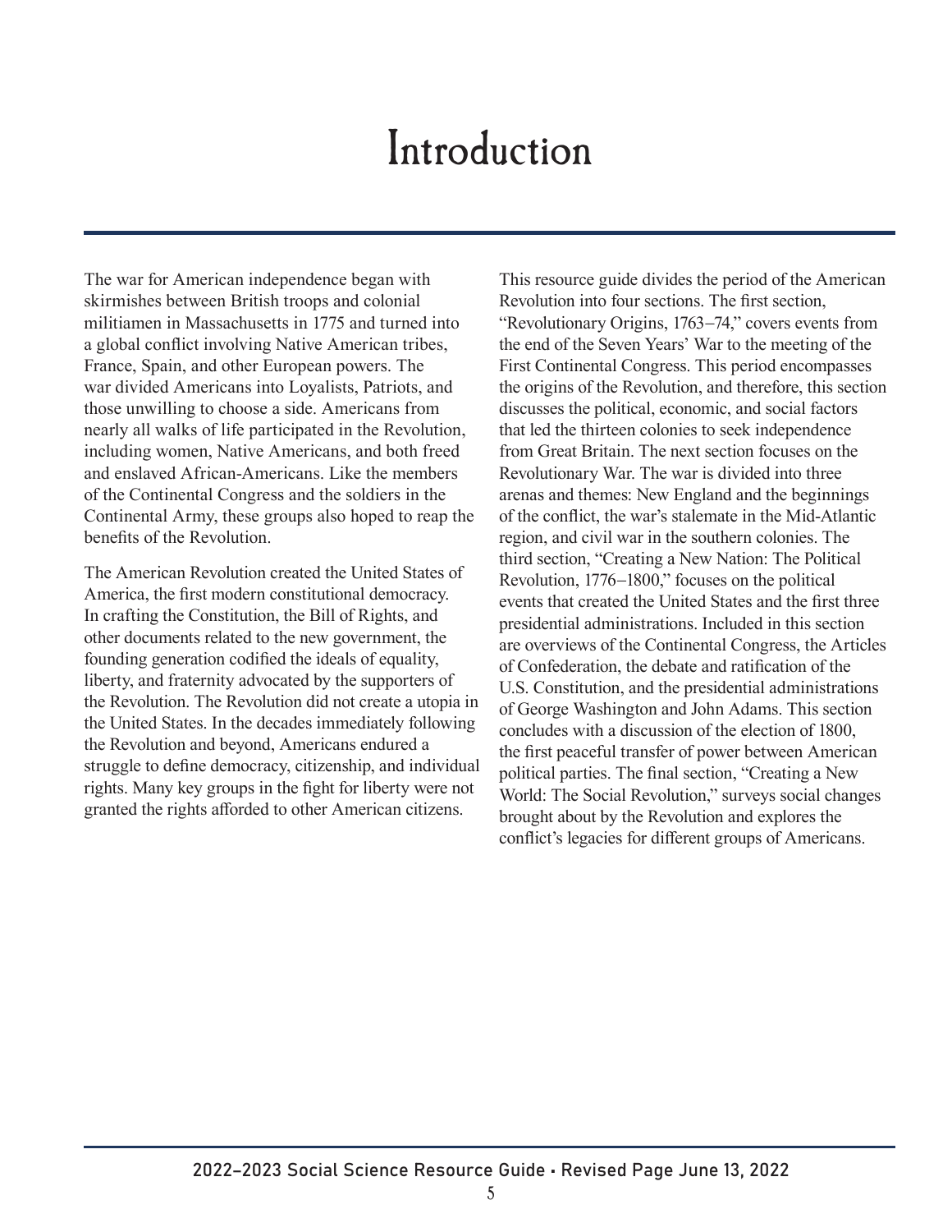# Introduction

The war for American independence began with skirmishes between British troops and colonial militiamen in Massachusetts in 1775 and turned into a global conflict involving Native American tribes, France, Spain, and other European powers. The war divided Americans into Loyalists, Patriots, and those unwilling to choose a side. Americans from nearly all walks of life participated in the Revolution, including women, Native Americans, and both freed and enslaved African-Americans. Like the members of the Continental Congress and the soldiers in the Continental Army, these groups also hoped to reap the benefits of the Revolution.

The American Revolution created the United States of America, the first modern constitutional democracy. In crafting the Constitution, the Bill of Rights, and other documents related to the new government, the founding generation codified the ideals of equality, liberty, and fraternity advocated by the supporters of the Revolution. The Revolution did not create a utopia in the United States. In the decades immediately following the Revolution and beyond, Americans endured a struggle to define democracy, citizenship, and individual rights. Many key groups in the fight for liberty were not granted the rights afforded to other American citizens.

This resource guide divides the period of the American Revolution into four sections. The first section, "Revolutionary Origins, 1763–74," covers events from the end of the Seven Years' War to the meeting of the First Continental Congress. This period encompasses the origins of the Revolution, and therefore, this section discusses the political, economic, and social factors that led the thirteen colonies to seek independence from Great Britain. The next section focuses on the Revolutionary War. The war is divided into three arenas and themes: New England and the beginnings of the conflict, the war's stalemate in the Mid-Atlantic region, and civil war in the southern colonies. The third section, "Creating a New Nation: The Political Revolution, 1776–1800," focuses on the political events that created the United States and the first three presidential administrations. Included in this section are overviews of the Continental Congress, the Articles of Confederation, the debate and ratification of the U.S. Constitution, and the presidential administrations of George Washington and John Adams. This section concludes with a discussion of the election of 1800, the first peaceful transfer of power between American political parties. The final section, "Creating a New World: The Social Revolution," surveys social changes brought about by the Revolution and explores the conflict's legacies for different groups of Americans.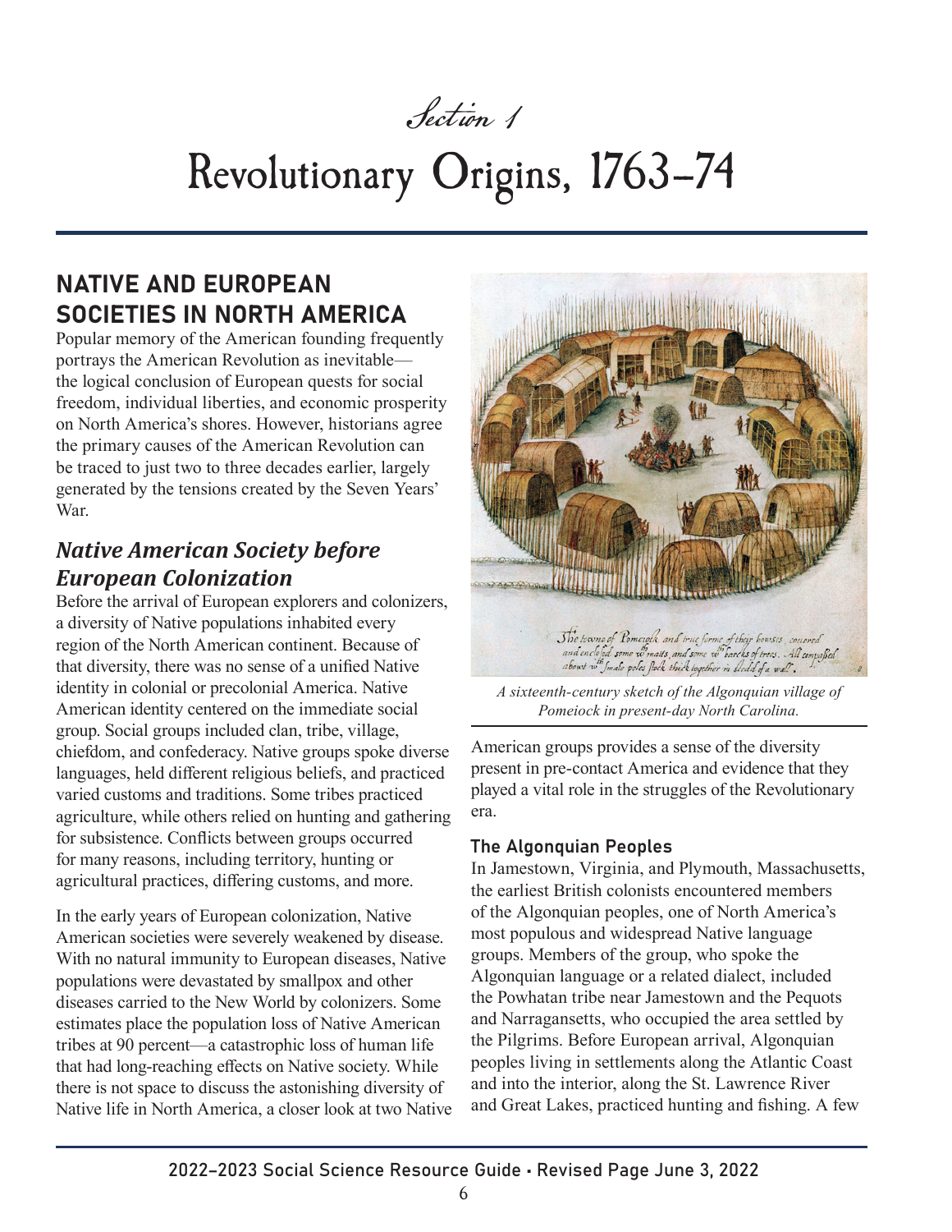# *Section 1*

# Revolutionary Origins, 1763–74

## NATIVE AND EUROPEAN SOCIETIES IN NORTH AMERICA

Popular memory of the American founding frequently portrays the American Revolution as inevitable—the logical conclusion of European quests for social freedom, individual liberties, and economic prosperity on North America's shores. However, historians agree the primary causes of the American Revolution can be traced to just two to three decades earlier, largely generated by the tensions created by the Seven Years' War.

### *Native American Society before European Colonization*

Before the arrival of European explorers and colonizers, a diversity of Native populations inhabited every region of the North American continent. Because of that diversity, there was no sense of a unified Native identity in colonial or precolonial America. Native American identity centered on the immediate social group. Social groups included clan, tribe, village, chiefdom, and confederacy. Native groups spoke diverse languages, held different religious beliefs, and practiced varied customs and traditions. Some tribes practiced agriculture, while others relied on hunting and gathering for subsistence. Conflicts between groups occurred for many reasons, including territory, hunting or agricultural practices, differing customs, and more.

In the early years of European colonization, Native American societies were severely weakened by disease. With no natural immunity to European diseases, Native populations were devastated by smallpox and other diseases carried to the New World by colonizers. Some estimates place the population loss of Native American tribes at 90 percent—a catastrophic loss of human life that had long-reaching effects on Native society. While there is not space to discuss the astonishing diversity of Native life in North America, a closer look at two Native American groups provides a sense of the diversity present in pre-contact America and evidence that they played a vital role in the struggles of the Revolutionary era.

*A sixteenth-century sketch of the Algonquian village of Pomeiock in present-day North Carolina.*

#### The Algonquian Peoples

In Jamestown, Virginia, and Plymouth, Massachusetts, the earliest British colonists encountered members of the Algonquian peoples, one of North America's most populous and widespread Native language groups. Members of the group, who spoke the Algonquian language or a related dialect, included the Powhatan tribe near Jamestown and the Pequots and Narragansetts, who occupied the area settled by the Pilgrims. Before European arrival, Algonquian peoples living in settlements along the Atlantic Coast and into the interior, along the St. Lawrence River and Great Lakes, practiced hunting and fishing. A few